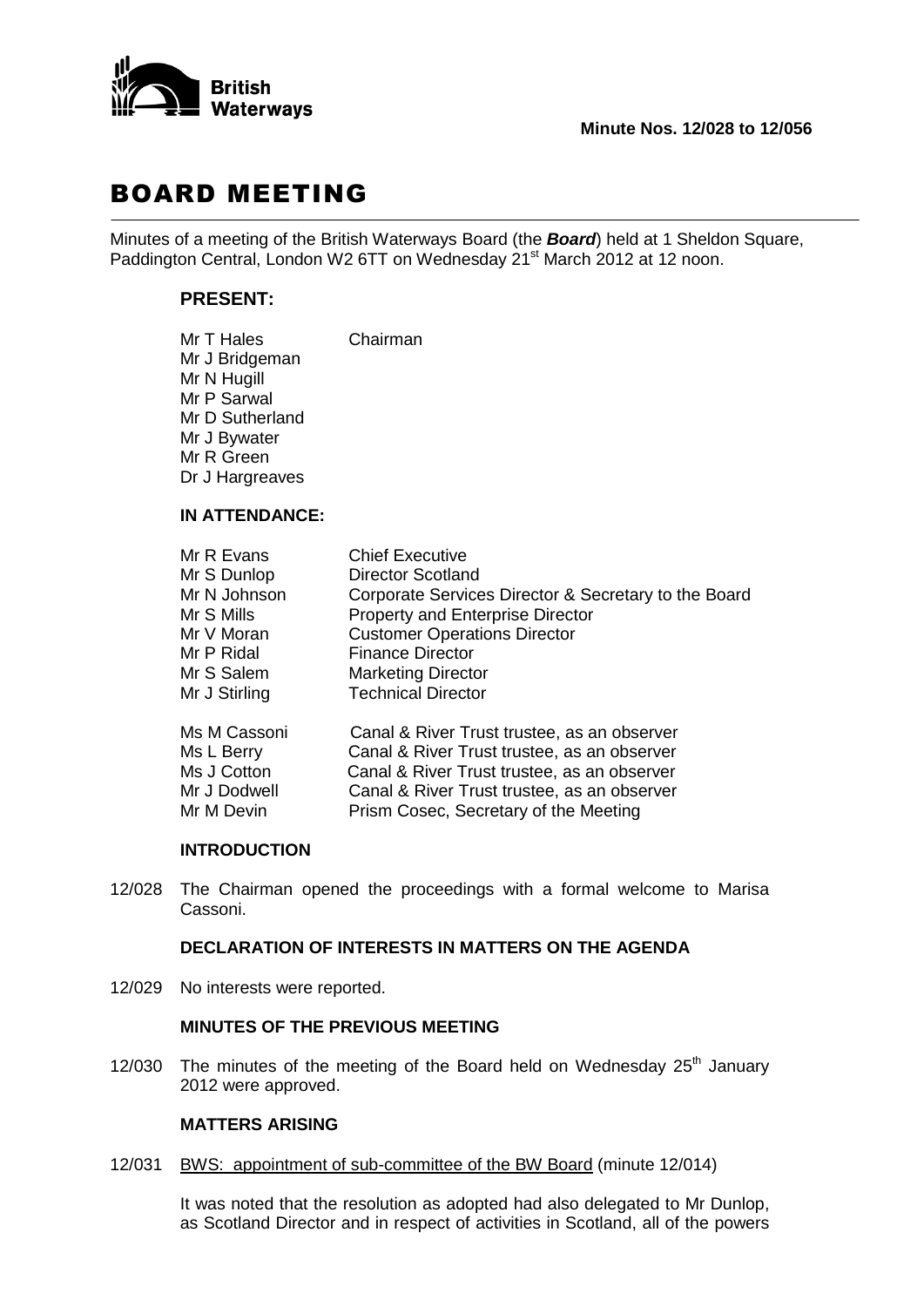**British Waterways**

**Minute Nos. 12/028 to 12/056**

# BOARD MEETING

Minutes of a meeting of the British Waterways Board (the ***Board***) held at 1 Sheldon Square, Paddington Central, London W2 6TT on Wednesday 21st March 2012 at 12 noon.

## PRESENT:

| | |
|---|---|
| Mr T Hales | Chairman |
| Mr J Bridgeman | |
| Mr N Hugill | |
| Mr P Sarwal | |
| Mr D Sutherland | |
| Mr J Bywater | |
| Mr R Green | |
| Dr J Hargreaves | |

### IN ATTENDANCE:

| | |
|---|---|
| Mr R Evans | Chief Executive |
| Mr S Dunlop | Director Scotland |
| Mr N Johnson | Corporate Services Director & Secretary to the Board |
| Mr S Mills | Property and Enterprise Director |
| Mr V Moran | Customer Operations Director |
| Mr P Ridal | Finance Director |
| Mr S Salem | Marketing Director |
| Mr J Stirling | Technical Director |
| Ms M Cassoni | Canal & River Trust trustee, as an observer |
| Ms L Berry | Canal & River Trust trustee, as an observer |
| Ms J Cotton | Canal & River Trust trustee, as an observer |
| Mr J Dodwell | Canal & River Trust trustee, as an observer |
| Mr M Devin | Prism Cosec, Secretary of the Meeting |

### INTRODUCTION

12/028 The Chairman opened the proceedings with a formal welcome to Marisa Cassoni.

### DECLARATION OF INTERESTS IN MATTERS ON THE AGENDA

12/029 No interests were reported.

### MINUTES OF THE PREVIOUS MEETING

12/030 The minutes of the meeting of the Board held on Wednesday 25th January 2012 were approved.

### MATTERS ARISING

12/031 BWS: appointment of sub-committee of the BW Board (minute 12/014)

It was noted that the resolution as adopted had also delegated to Mr Dunlop, as Scotland Director and in respect of activities in Scotland, all of the powers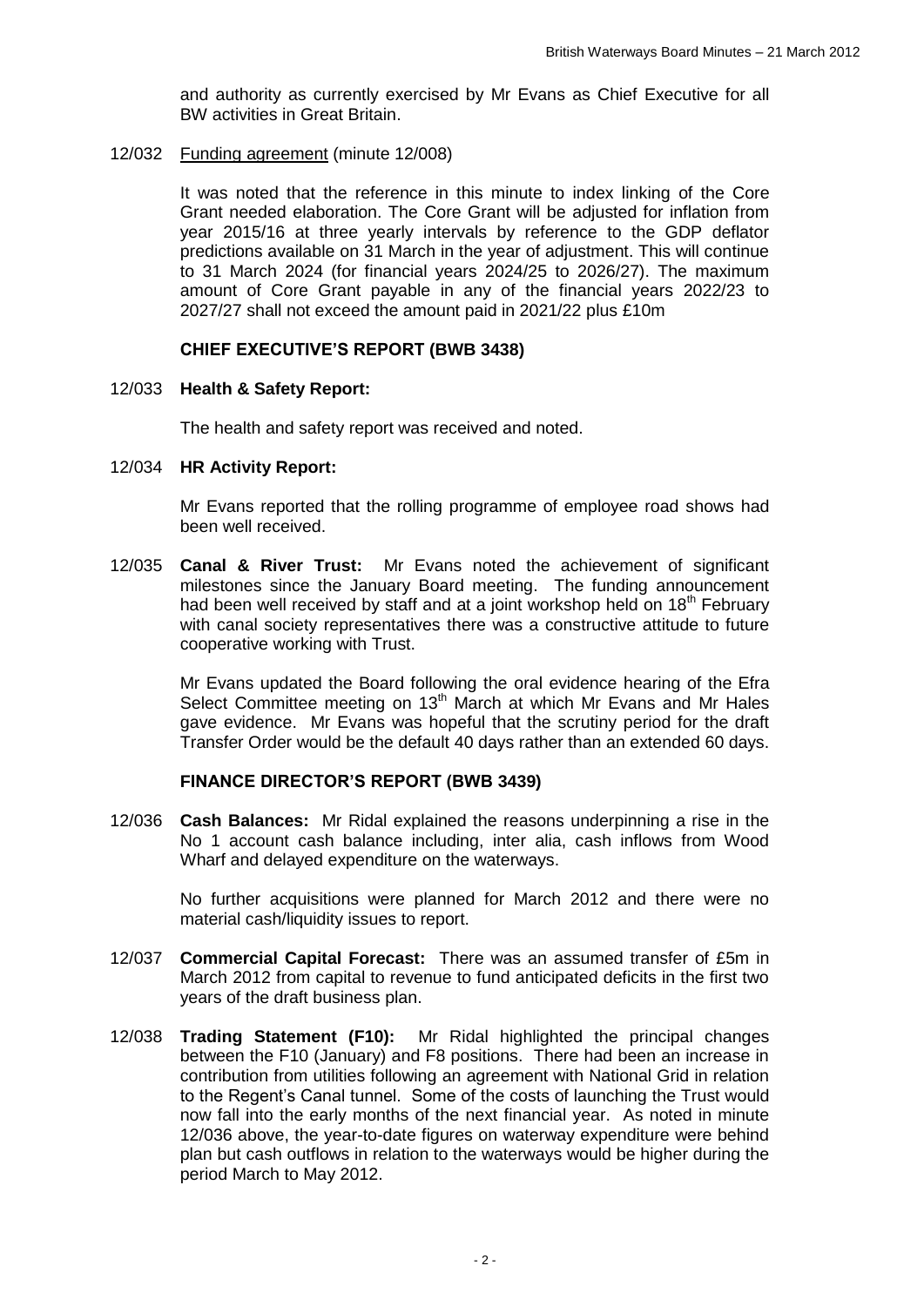and authority as currently exercised by Mr Evans as Chief Executive for all BW activities in Great Britain.

12/032 Funding agreement (minute 12/008)

It was noted that the reference in this minute to index linking of the Core Grant needed elaboration. The Core Grant will be adjusted for inflation from year 2015/16 at three yearly intervals by reference to the GDP deflator predictions available on 31 March in the year of adjustment. This will continue to 31 March 2024 (for financial years 2024/25 to 2026/27). The maximum amount of Core Grant payable in any of the financial years 2022/23 to 2027/27 shall not exceed the amount paid in 2021/22 plus £10m

## CHIEF EXECUTIVE'S REPORT (BWB 3438)

12/033 **Health & Safety Report:**

The health and safety report was received and noted.

12/034 **HR Activity Report:**

Mr Evans reported that the rolling programme of employee road shows had been well received.

12/035 **Canal & River Trust:** Mr Evans noted the achievement of significant milestones since the January Board meeting. The funding announcement had been well received by staff and at a joint workshop held on 18th February with canal society representatives there was a constructive attitude to future cooperative working with Trust.

Mr Evans updated the Board following the oral evidence hearing of the Efra Select Committee meeting on 13th March at which Mr Evans and Mr Hales gave evidence. Mr Evans was hopeful that the scrutiny period for the draft Transfer Order would be the default 40 days rather than an extended 60 days.

## FINANCE DIRECTOR'S REPORT (BWB 3439)

12/036 **Cash Balances:** Mr Ridal explained the reasons underpinning a rise in the No 1 account cash balance including, inter alia, cash inflows from Wood Wharf and delayed expenditure on the waterways.

No further acquisitions were planned for March 2012 and there were no material cash/liquidity issues to report.

12/037 **Commercial Capital Forecast:** There was an assumed transfer of £5m in March 2012 from capital to revenue to fund anticipated deficits in the first two years of the draft business plan.

12/038 **Trading Statement (F10):** Mr Ridal highlighted the principal changes between the F10 (January) and F8 positions. There had been an increase in contribution from utilities following an agreement with National Grid in relation to the Regent's Canal tunnel. Some of the costs of launching the Trust would now fall into the early months of the next financial year. As noted in minute 12/036 above, the year-to-date figures on waterway expenditure were behind plan but cash outflows in relation to the waterways would be higher during the period March to May 2012.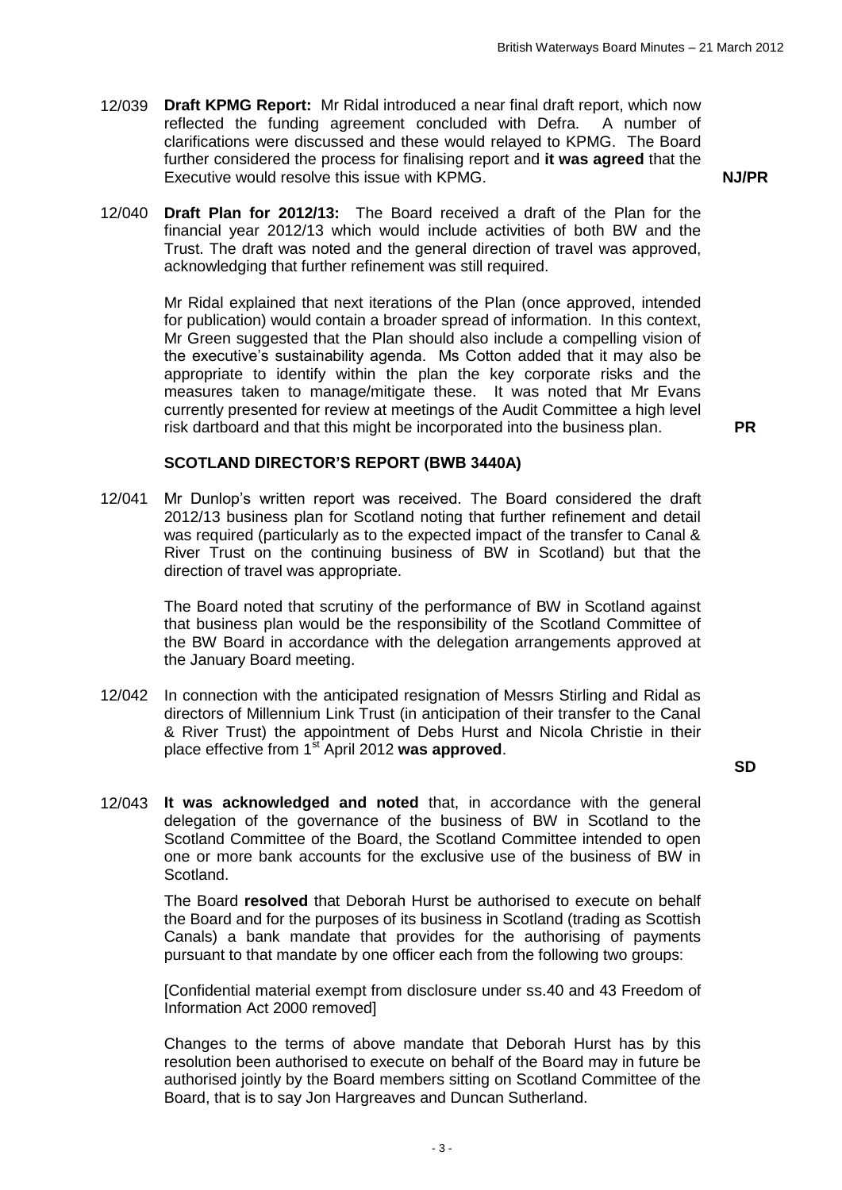12/039 **Draft KPMG Report:** Mr Ridal introduced a near final draft report, which now reflected the funding agreement concluded with Defra. A number of clarifications were discussed and these would relayed to KPMG. The Board further considered the process for finalising report and **it was agreed** that the Executive would resolve this issue with KPMG. **NJ/PR**

12/040 **Draft Plan for 2012/13:** The Board received a draft of the Plan for the financial year 2012/13 which would include activities of both BW and the Trust. The draft was noted and the general direction of travel was approved, acknowledging that further refinement was still required.

Mr Ridal explained that next iterations of the Plan (once approved, intended for publication) would contain a broader spread of information. In this context, Mr Green suggested that the Plan should also include a compelling vision of the executive's sustainability agenda. Ms Cotton added that it may also be appropriate to identify within the plan the key corporate risks and the measures taken to manage/mitigate these. It was noted that Mr Evans currently presented for review at meetings of the Audit Committee a high level risk dartboard and that this might be incorporated into the business plan. **PR**

**SCOTLAND DIRECTOR'S REPORT (BWB 3440A)**

12/041 Mr Dunlop's written report was received. The Board considered the draft 2012/13 business plan for Scotland noting that further refinement and detail was required (particularly as to the expected impact of the transfer to Canal & River Trust on the continuing business of BW in Scotland) but that the direction of travel was appropriate.

The Board noted that scrutiny of the performance of BW in Scotland against that business plan would be the responsibility of the Scotland Committee of the BW Board in accordance with the delegation arrangements approved at the January Board meeting.

12/042 In connection with the anticipated resignation of Messrs Stirling and Ridal as directors of Millennium Link Trust (in anticipation of their transfer to the Canal & River Trust) the appointment of Debs Hurst and Nicola Christie in their place effective from 1st April 2012 **was approved**. **SD**

12/043 **It was acknowledged and noted** that, in accordance with the general delegation of the governance of the business of BW in Scotland to the Scotland Committee of the Board, the Scotland Committee intended to open one or more bank accounts for the exclusive use of the business of BW in Scotland.

The Board **resolved** that Deborah Hurst be authorised to execute on behalf the Board and for the purposes of its business in Scotland (trading as Scottish Canals) a bank mandate that provides for the authorising of payments pursuant to that mandate by one officer each from the following two groups:

[Confidential material exempt from disclosure under ss.40 and 43 Freedom of Information Act 2000 removed]

Changes to the terms of above mandate that Deborah Hurst has by this resolution been authorised to execute on behalf of the Board may in future be authorised jointly by the Board members sitting on Scotland Committee of the Board, that is to say Jon Hargreaves and Duncan Sutherland.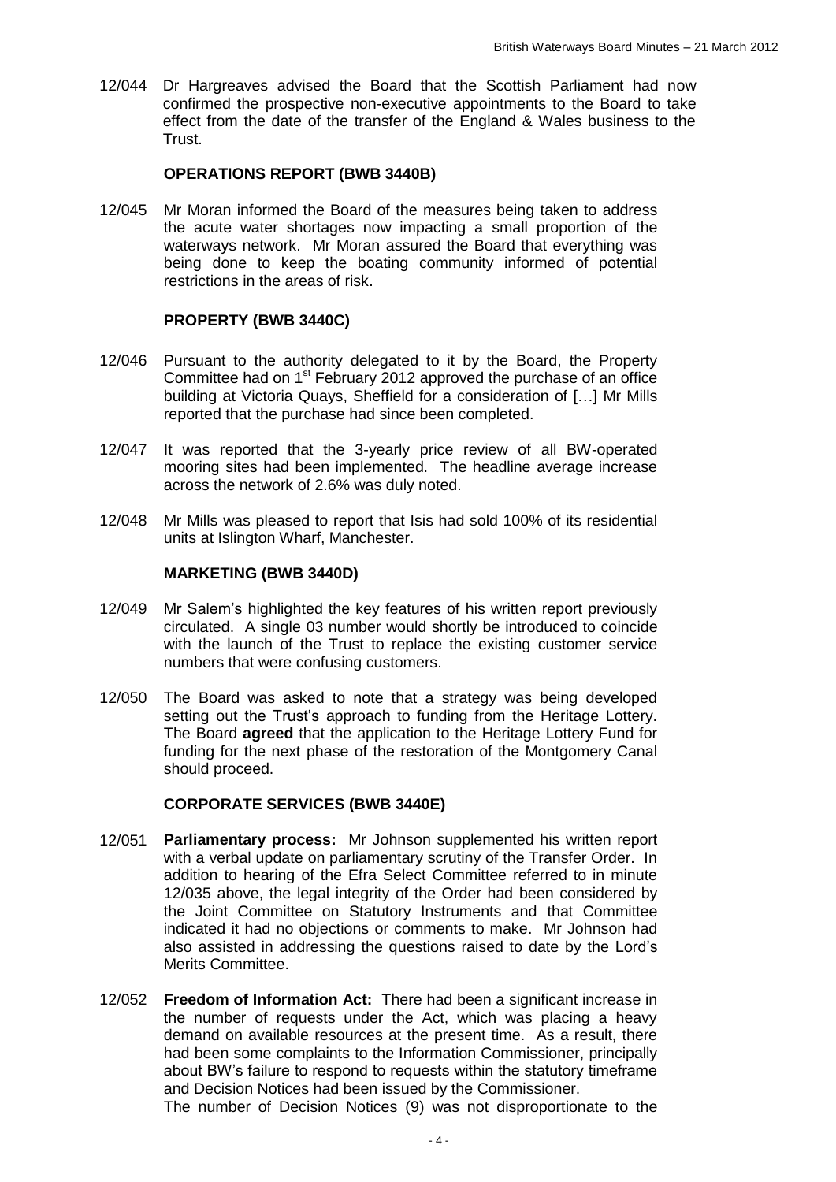12/044 Dr Hargreaves advised the Board that the Scottish Parliament had now confirmed the prospective non-executive appointments to the Board to take effect from the date of the transfer of the England & Wales business to the Trust.

**OPERATIONS REPORT (BWB 3440B)**

12/045 Mr Moran informed the Board of the measures being taken to address the acute water shortages now impacting a small proportion of the waterways network. Mr Moran assured the Board that everything was being done to keep the boating community informed of potential restrictions in the areas of risk.

**PROPERTY (BWB 3440C)**

12/046 Pursuant to the authority delegated to it by the Board, the Property Committee had on 1st February 2012 approved the purchase of an office building at Victoria Quays, Sheffield for a consideration of […] Mr Mills reported that the purchase had since been completed.

12/047 It was reported that the 3-yearly price review of all BW-operated mooring sites had been implemented. The headline average increase across the network of 2.6% was duly noted.

12/048 Mr Mills was pleased to report that Isis had sold 100% of its residential units at Islington Wharf, Manchester.

**MARKETING (BWB 3440D)**

12/049 Mr Salem's highlighted the key features of his written report previously circulated. A single 03 number would shortly be introduced to coincide with the launch of the Trust to replace the existing customer service numbers that were confusing customers.

12/050 The Board was asked to note that a strategy was being developed setting out the Trust's approach to funding from the Heritage Lottery. The Board **agreed** that the application to the Heritage Lottery Fund for funding for the next phase of the restoration of the Montgomery Canal should proceed.

**CORPORATE SERVICES (BWB 3440E)**

12/051 **Parliamentary process:** Mr Johnson supplemented his written report with a verbal update on parliamentary scrutiny of the Transfer Order. In addition to hearing of the Efra Select Committee referred to in minute 12/035 above, the legal integrity of the Order had been considered by the Joint Committee on Statutory Instruments and that Committee indicated it had no objections or comments to make. Mr Johnson had also assisted in addressing the questions raised to date by the Lord's Merits Committee.

12/052 **Freedom of Information Act:** There had been a significant increase in the number of requests under the Act, which was placing a heavy demand on available resources at the present time. As a result, there had been some complaints to the Information Commissioner, principally about BW's failure to respond to requests within the statutory timeframe and Decision Notices had been issued by the Commissioner.
The number of Decision Notices (9) was not disproportionate to the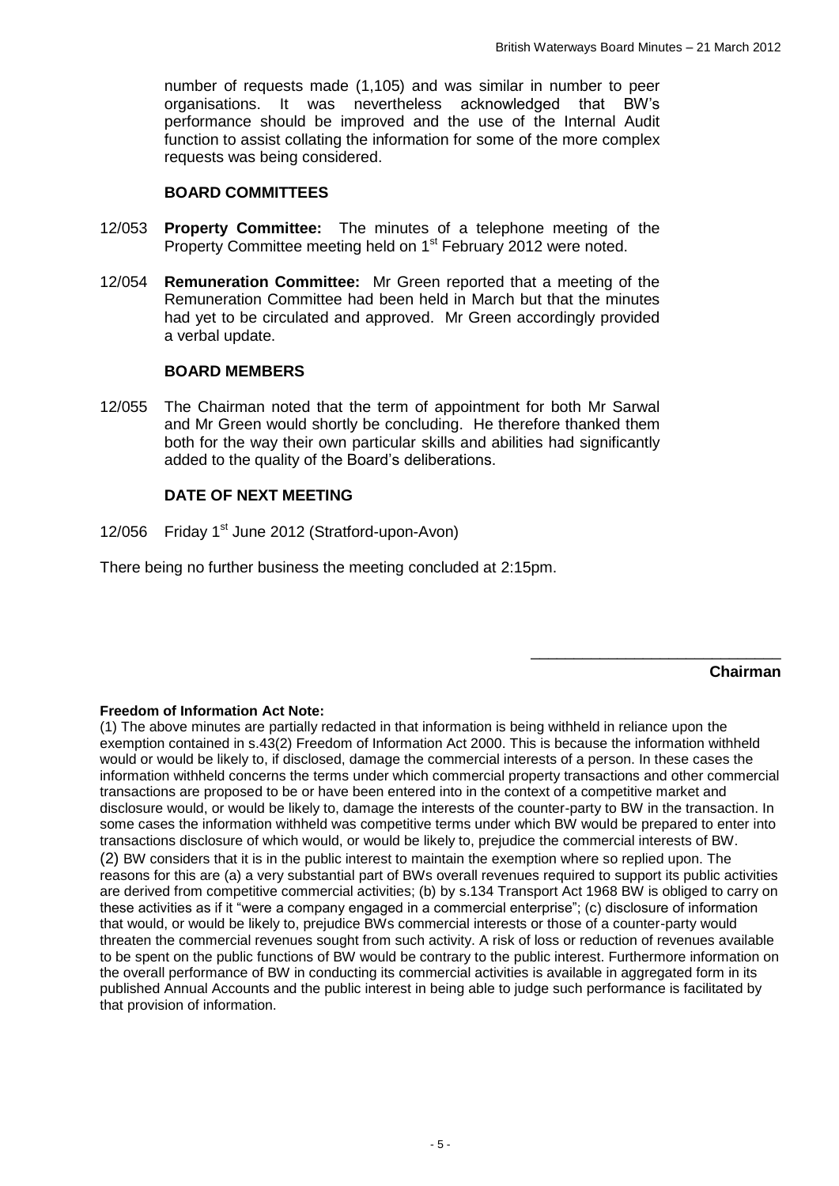number of requests made (1,105) and was similar in number to peer organisations. It was nevertheless acknowledged that BW's performance should be improved and the use of the Internal Audit function to assist collating the information for some of the more complex requests was being considered.

### BOARD COMMITTEES

12/053 **Property Committee:** The minutes of a telephone meeting of the Property Committee meeting held on 1st February 2012 were noted.

12/054 **Remuneration Committee:** Mr Green reported that a meeting of the Remuneration Committee had been held in March but that the minutes had yet to be circulated and approved. Mr Green accordingly provided a verbal update.

### BOARD MEMBERS

12/055 The Chairman noted that the term of appointment for both Mr Sarwal and Mr Green would shortly be concluding. He therefore thanked them both for the way their own particular skills and abilities had significantly added to the quality of the Board's deliberations.

### DATE OF NEXT MEETING

12/056 Friday 1st June 2012 (Stratford-upon-Avon)

There being no further business the meeting concluded at 2:15pm.

\_\_\_\_\_\_\_\_\_\_\_\_\_\_\_\_\_\_\_\_\_\_\_\_\_\_\_\_\_\_

**Chairman**

**Freedom of Information Act Note:**

(1) The above minutes are partially redacted in that information is being withheld in reliance upon the exemption contained in s.43(2) Freedom of Information Act 2000. This is because the information withheld would or would be likely to, if disclosed, damage the commercial interests of a person. In these cases the information withheld concerns the terms under which commercial property transactions and other commercial transactions are proposed to be or have been entered into in the context of a competitive market and disclosure would, or would be likely to, damage the interests of the counter-party to BW in the transaction. In some cases the information withheld was competitive terms under which BW would be prepared to enter into transactions disclosure of which would, or would be likely to, prejudice the commercial interests of BW.

(2) BW considers that it is in the public interest to maintain the exemption where so replied upon. The reasons for this are (a) a very substantial part of BWs overall revenues required to support its public activities are derived from competitive commercial activities; (b) by s.134 Transport Act 1968 BW is obliged to carry on these activities as if it "were a company engaged in a commercial enterprise"; (c) disclosure of information that would, or would be likely to, prejudice BWs commercial interests or those of a counter-party would threaten the commercial revenues sought from such activity. A risk of loss or reduction of revenues available to be spent on the public functions of BW would be contrary to the public interest. Furthermore information on the overall performance of BW in conducting its commercial activities is available in aggregated form in its published Annual Accounts and the public interest in being able to judge such performance is facilitated by that provision of information.